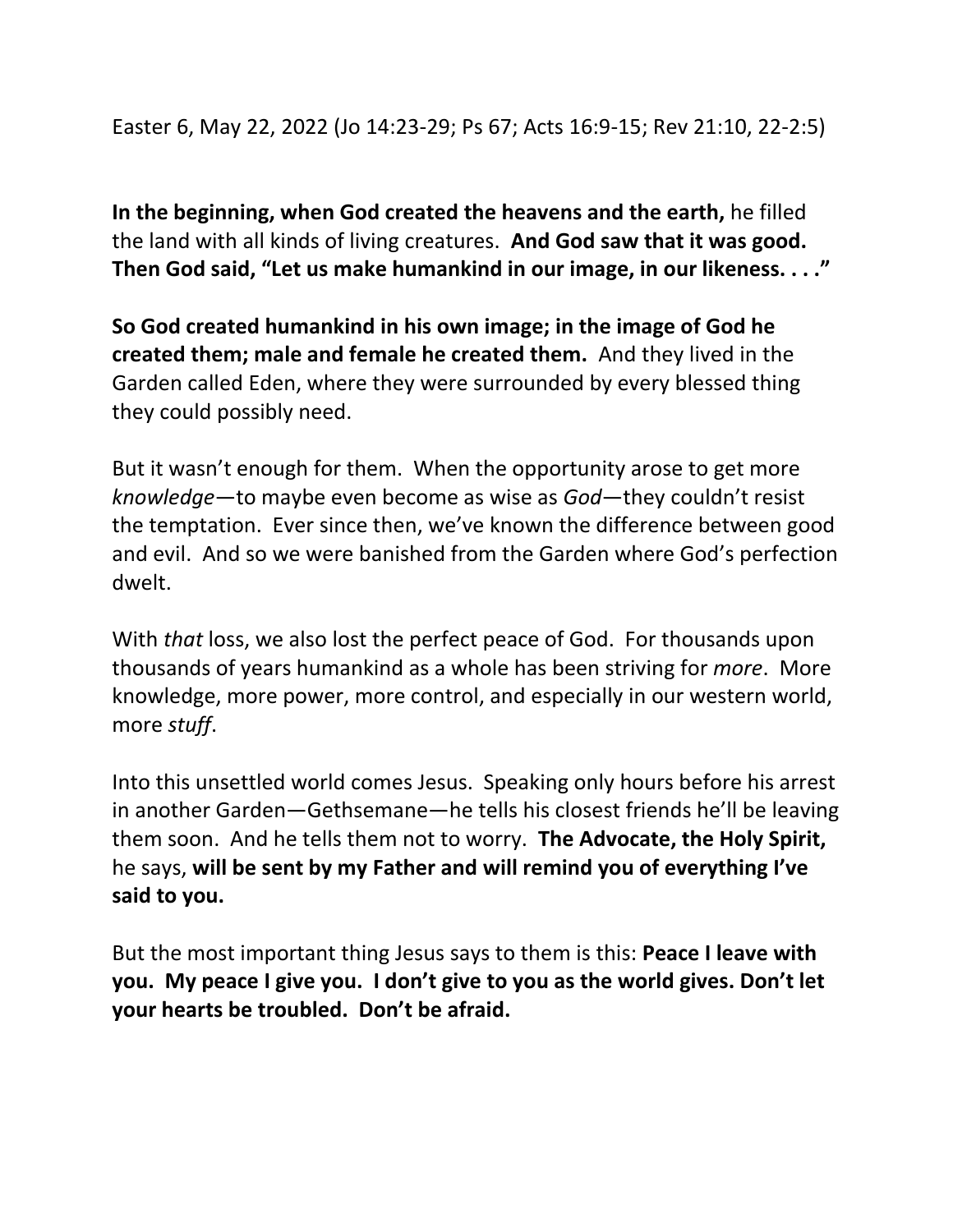Easter 6, May 22, 2022 (Jo 14:23-29; Ps 67; Acts 16:9-15; Rev 21:10, 22-2:5)

**In the beginning, when God created the heavens and the earth,** he filled the land with all kinds of living creatures. **And God saw that it was good. Then God said, "Let us make humankind in our image, in our likeness. . . ."**

**So God created humankind in his own image; in the image of God he created them; male and female he created them.** And they lived in the Garden called Eden, where they were surrounded by every blessed thing they could possibly need.

But it wasn't enough for them. When the opportunity arose to get more *knowledge*—to maybe even become as wise as *God*—they couldn't resist the temptation. Ever since then, we've known the difference between good and evil. And so we were banished from the Garden where God's perfection dwelt.

With *that* loss, we also lost the perfect peace of God. For thousands upon thousands of years humankind as a whole has been striving for *more*. More knowledge, more power, more control, and especially in our western world, more *stuff*.

Into this unsettled world comes Jesus. Speaking only hours before his arrest in another Garden—Gethsemane—he tells his closest friends he'll be leaving them soon. And he tells them not to worry. **The Advocate, the Holy Spirit,** he says, **will be sent by my Father and will remind you of everything I've said to you.**

But the most important thing Jesus says to them is this: **Peace I leave with you. My peace I give you. I don't give to you as the world gives. Don't let your hearts be troubled. Don't be afraid.**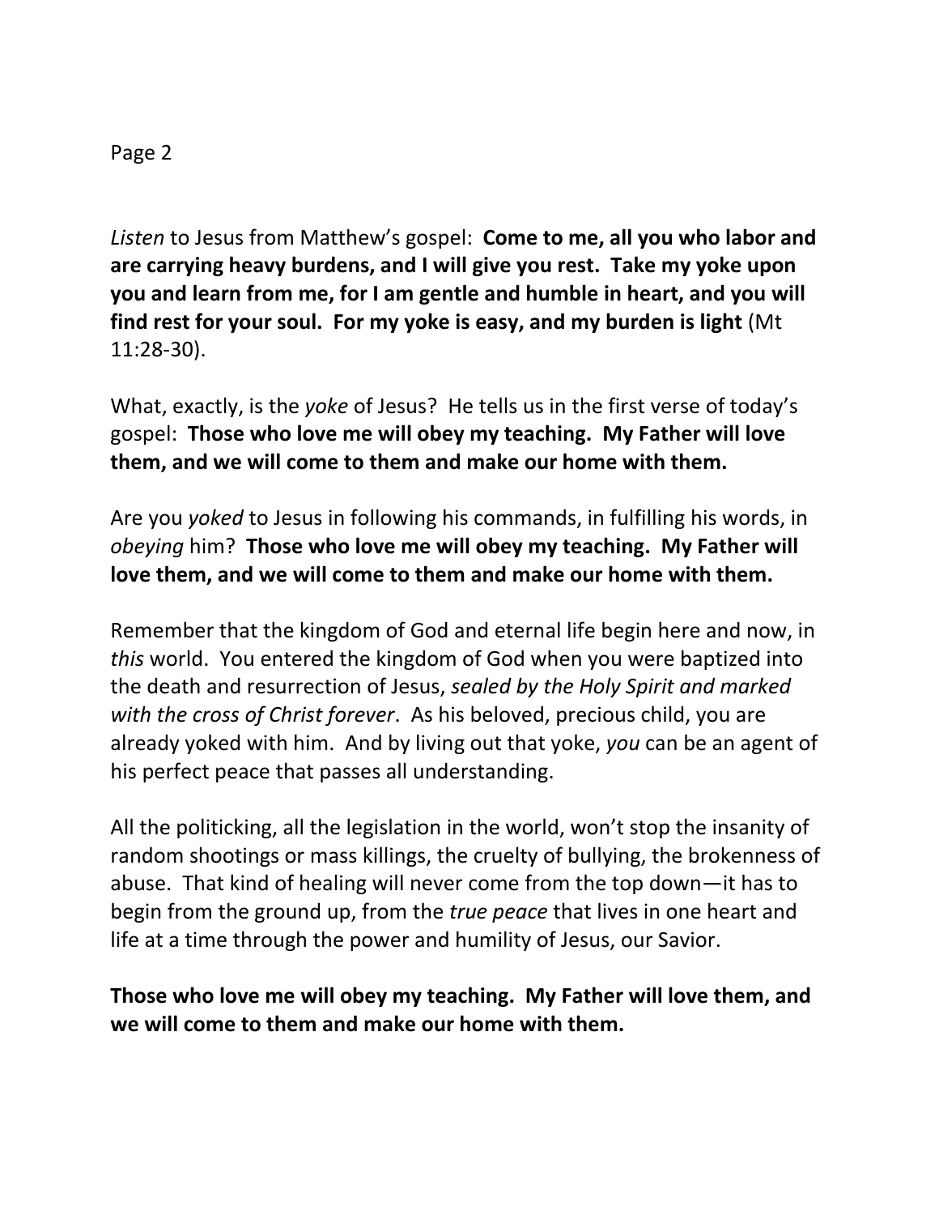*Listen* to Jesus from Matthew's gospel: **Come to me, all you who labor and are carrying heavy burdens, and I will give you rest. Take my yoke upon you and learn from me, for I am gentle and humble in heart, and you will find rest for your soul. For my yoke is easy, and my burden is light** (Mt 11:28-30).

What, exactly, is the *yoke* of Jesus? He tells us in the first verse of today's gospel: **Those who love me will obey my teaching. My Father will love them, and we will come to them and make our home with them.**

Are you *yoked* to Jesus in following his commands, in fulfilling his words, in *obeying* him? **Those who love me will obey my teaching. My Father will love them, and we will come to them and make our home with them.**

Remember that the kingdom of God and eternal life begin here and now, in *this* world. You entered the kingdom of God when you were baptized into the death and resurrection of Jesus, *sealed by the Holy Spirit and marked with the cross of Christ forever*. As his beloved, precious child, you are already yoked with him. And by living out that yoke, *you* can be an agent of his perfect peace that passes all understanding.

All the politicking, all the legislation in the world, won't stop the insanity of random shootings or mass killings, the cruelty of bullying, the brokenness of abuse. That kind of healing will never come from the top down—it has to begin from the ground up, from the *true peace* that lives in one heart and life at a time through the power and humility of Jesus, our Savior.

**Those who love me will obey my teaching. My Father will love them, and we will come to them and make our home with them.**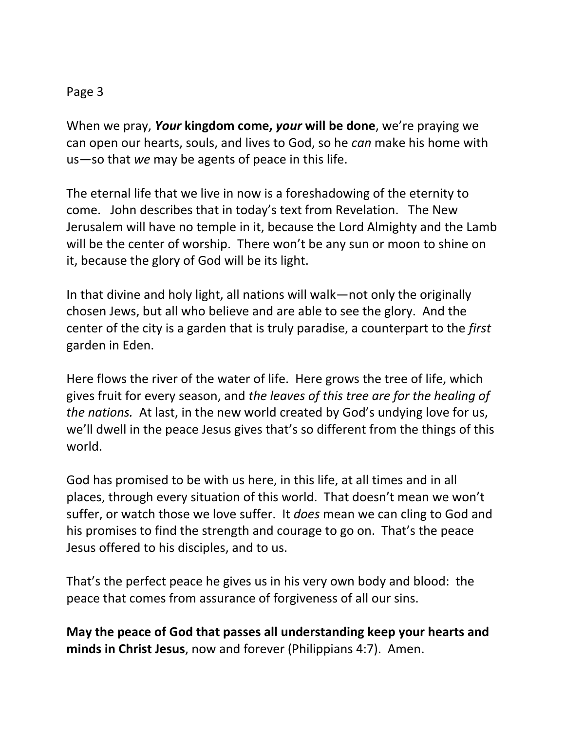When we pray, ***Your*** **kingdom come,** ***your*** **will be done**, we're praying we can open our hearts, souls, and lives to God, so he *can* make his home with us—so that *we* may be agents of peace in this life.

The eternal life that we live in now is a foreshadowing of the eternity to come. John describes that in today's text from Revelation. The New Jerusalem will have no temple in it, because the Lord Almighty and the Lamb will be the center of worship. There won't be any sun or moon to shine on it, because the glory of God will be its light.

In that divine and holy light, all nations will walk—not only the originally chosen Jews, but all who believe and are able to see the glory. And the center of the city is a garden that is truly paradise, a counterpart to the *first* garden in Eden.

Here flows the river of the water of life. Here grows the tree of life, which gives fruit for every season, and *the leaves of this tree are for the healing of the nations.* At last, in the new world created by God's undying love for us, we'll dwell in the peace Jesus gives that's so different from the things of this world.

God has promised to be with us here, in this life, at all times and in all places, through every situation of this world. That doesn't mean we won't suffer, or watch those we love suffer. It *does* mean we can cling to God and his promises to find the strength and courage to go on. That's the peace Jesus offered to his disciples, and to us.

That's the perfect peace he gives us in his very own body and blood: the peace that comes from assurance of forgiveness of all our sins.

**May the peace of God that passes all understanding keep your hearts and minds in Christ Jesus**, now and forever (Philippians 4:7). Amen.